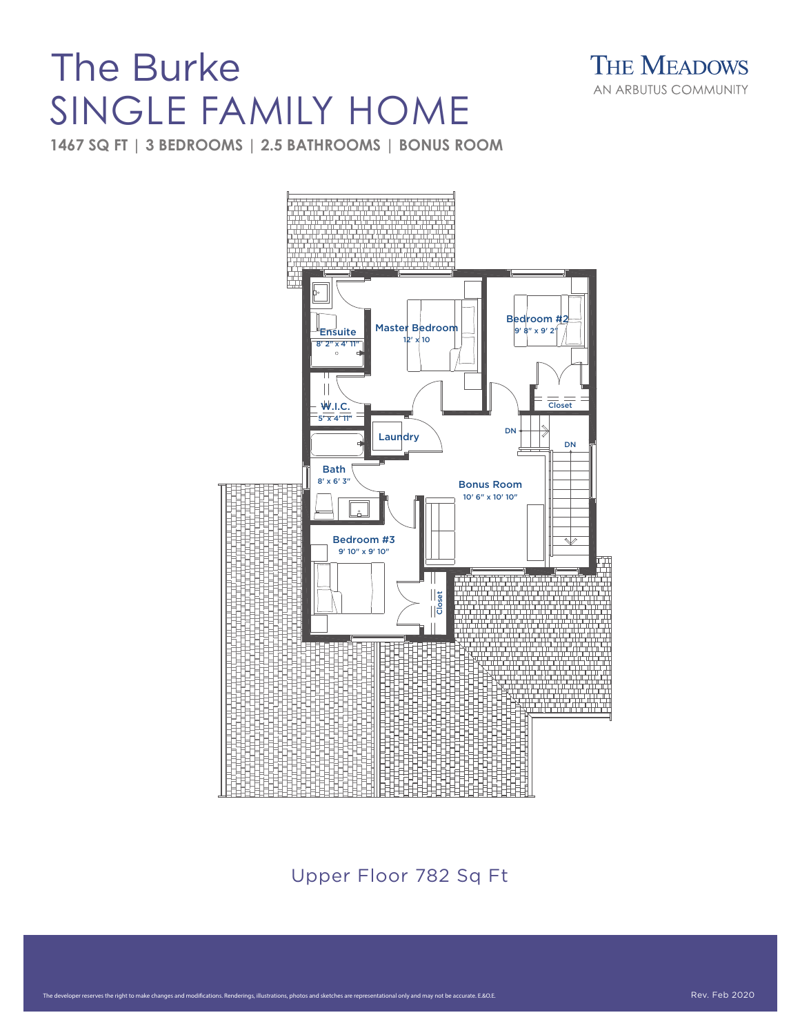# The Burke
# SINGLE FAMILY HOME

**1467 SQ FT | 3 BEDROOMS | 2.5 BATHROOMS | BONUS ROOM**

THE MEADOWS
AN ARBUTUS COMMUNITY

Ensuite
8' 2" x 4' 11"

Master Bedroom
12' x 10

Bedroom #2
9' 8" x 9' 2"

Closet

W.I.C.
5' x 4' 11"

Laundry

DN

DN

Bath
8' x 6' 3"

Bonus Room
10' 6" x 10' 10"

Bedroom #3
9' 10" x 9' 10"

Closet

Upper Floor 782 Sq Ft

The developer reserves the right to make changes and modifications. Renderings, illustrations, photos and sketches are representational only and may not be accurate. E.&O.E.

Rev. Feb 2020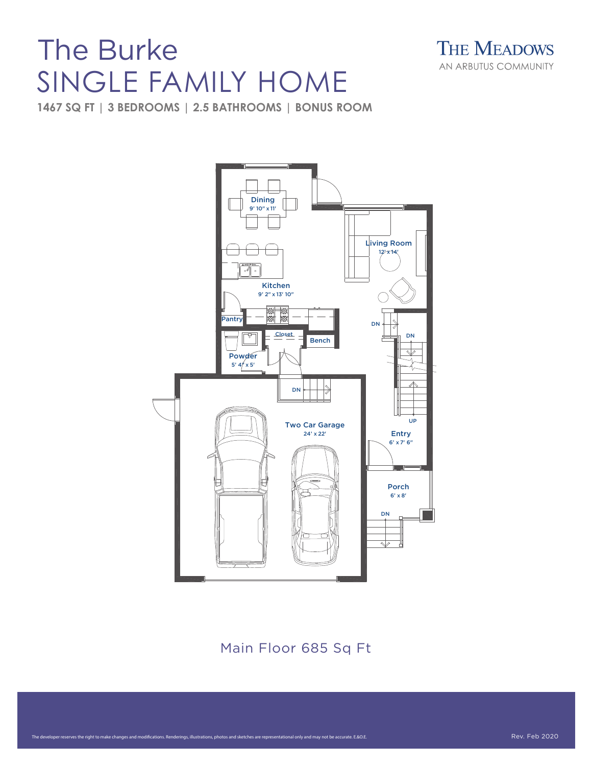# The Burke
# SINGLE FAMILY HOME

**1467 SQ FT | 3 BEDROOMS | 2.5 BATHROOMS | BONUS ROOM**

THE MEADOWS
AN ARBUTUS COMMUNITY

Dining
9' 10" x 11'

Living Room
12' x 14'

Kitchen
9' 2" x 13' 10"

Pantry

DN

Closet

Bench

DN

Powder
5' 4" x 5'

DN

UP

Two Car Garage
24' x 22'

Entry
6' x 7' 6"

Porch
6' x 8'

DN

Main Floor 685 Sq Ft

The developer reserves the right to make changes and modifications. Renderings, illustrations, photos and sketches are representational only and may not be accurate. E.&O.E.

Rev. Feb 2020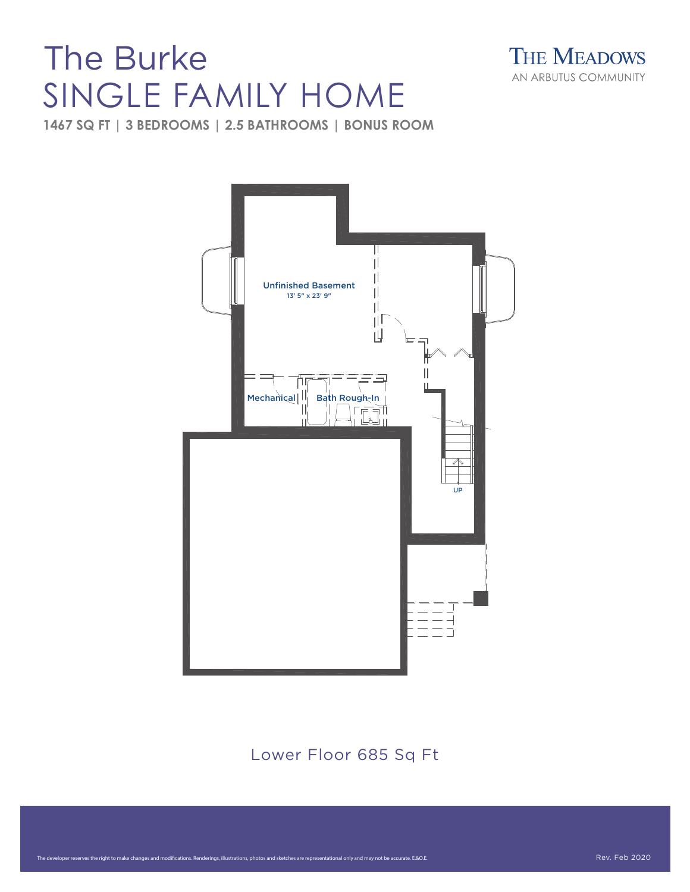# The Burke
# SINGLE FAMILY HOME

**1467 SQ FT | 3 BEDROOMS | 2.5 BATHROOMS | BONUS ROOM**

THE MEADOWS
AN ARBUTUS COMMUNITY

Unfinished Basement
13' 5" x 23' 9"

Mechanical

Bath Rough-In

UP

Lower Floor 685 Sq Ft

The developer reserves the right to make changes and modifications. Renderings, illustrations, photos and sketches are representational only and may not be accurate. E.&O.E.

Rev. Feb 2020